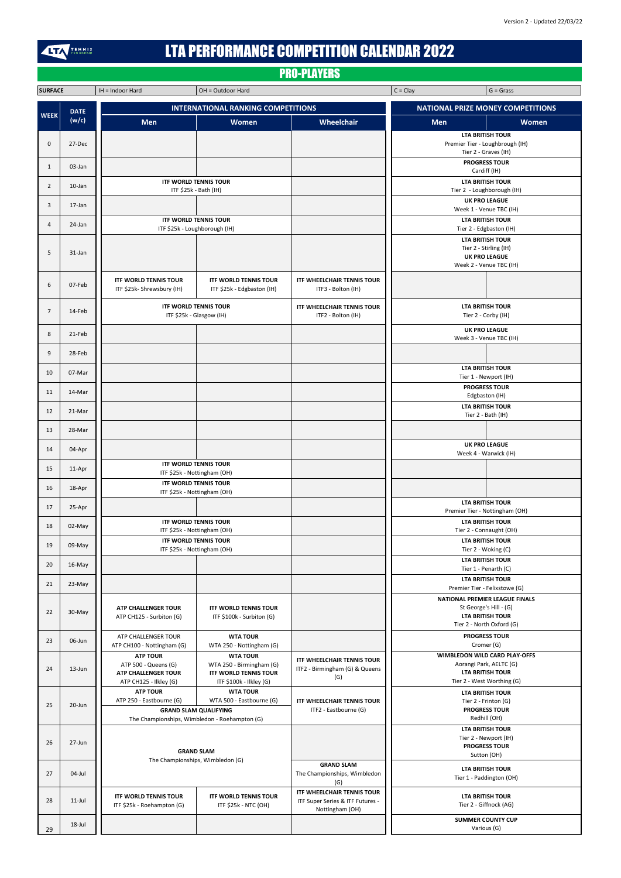Version 2 - Updated 22/03/22

# LTA PERFORMANCE COMPETITION CALENDAR 2022

## PRO-PLAYERS

| SURFACE | IH = Indoor Hard | OH = Outdoor Hard | C = Clay | G = Grass |
|---|---|---|---|---|

| WEEK | DATE (w/c) | INTERNATIONAL RANKING COMPETITIONS | | | NATIONAL PRIZE MONEY COMPETITIONS | |
|---|---|---|---|---|---|---|
| | | Men | Women | Wheelchair | Men | Women |
| 0 | 27-Dec | | | | **LTA BRITISH TOUR** Premier Tier - Loughborough (IH) Tier 2 - Graves (IH) | |
| 1 | 03-Jan | | | | **PROGRESS TOUR** Cardiff (IH) | |
| 2 | 10-Jan | **ITF WORLD TENNIS TOUR** ITF $25k - Bath (IH) | | | **LTA BRITISH TOUR** Tier 2 - Loughborough (IH) | |
| 3 | 17-Jan | | | | **UK PRO LEAGUE** Week 1 - Venue TBC (IH) | |
| 4 | 24-Jan | **ITF WORLD TENNIS TOUR** ITF $25k - Loughborough (IH) | | | **LTA BRITISH TOUR** Tier 2 - Edgbaston (IH) | |
| 5 | 31-Jan | | | | **LTA BRITISH TOUR** Tier 2 - Stirling (IH) **UK PRO LEAGUE** Week 2 - Venue TBC (IH) | |
| 6 | 07-Feb | **ITF WORLD TENNIS TOUR** ITF $25k- Shrewsbury (IH) | **ITF WORLD TENNIS TOUR** ITF $25k - Edgbaston (IH) | **ITF WHEELCHAIR TENNIS TOUR** ITF3 - Bolton (IH) | | |
| 7 | 14-Feb | **ITF WORLD TENNIS TOUR** ITF $25k - Glasgow (IH) | | **ITF WHEELCHAIR TENNIS TOUR** ITF2 - Bolton (IH) | **LTA BRITISH TOUR** Tier 2 - Corby (IH) | |
| 8 | 21-Feb | | | | **UK PRO LEAGUE** Week 3 - Venue TBC (IH) | |
| 9 | 28-Feb | | | | | |
| 10 | 07-Mar | | | | **LTA BRITISH TOUR** Tier 1 - Newport (IH) | |
| 11 | 14-Mar | | | | **PROGRESS TOUR** Edgbaston (IH) | |
| 12 | 21-Mar | | | | **LTA BRITISH TOUR** Tier 2 - Bath (IH) | |
| 13 | 28-Mar | | | | | |
| 14 | 04-Apr | | | | **UK PRO LEAGUE** Week 4 - Warwick (IH) | |
| 15 | 11-Apr | **ITF WORLD TENNIS TOUR** ITF $25k - Nottingham (OH) | | | | |
| 16 | 18-Apr | **ITF WORLD TENNIS TOUR** ITF $25k - Nottingham (OH) | | | | |
| 17 | 25-Apr | | | | **LTA BRITISH TOUR** Premier Tier - Nottingham (OH) | |
| 18 | 02-May | **ITF WORLD TENNIS TOUR** ITF $25k - Nottingham (OH) | | | **LTA BRITISH TOUR** Tier 2 - Connaught (OH) | |
| 19 | 09-May | **ITF WORLD TENNIS TOUR** ITF $25k - Nottingham (OH) | | | **LTA BRITISH TOUR** Tier 2 - Woking (C) | |
| 20 | 16-May | | | | **LTA BRITISH TOUR** Tier 1 - Penarth (C) | |
| 21 | 23-May | | | | **LTA BRITISH TOUR** Premier Tier - Felixstowe (G) | |
| 22 | 30-May | **ATP CHALLENGER TOUR** ATP CH125 - Surbiton (G) | **ITF WORLD TENNIS TOUR** ITF $100k - Surbiton (G) | | **NATIONAL PREMIER LEAGUE FINALS** St George's Hill - (G) **LTA BRITISH TOUR** Tier 2 - North Oxford (G) | |
| 23 | 06-Jun | ATP CHALLENGER TOUR ATP CH100 - Nottingham (G) | **WTA TOUR** WTA 250 - Nottingham (G) | | **PROGRESS TOUR** Cromer (G) | |
| 24 | 13-Jun | **ATP TOUR** ATP 500 - Queens (G) **ATP CHALLENGER TOUR** ATP CH125 - Ilkley (G) | **WTA TOUR** WTA 250 - Birmingham (G) **ITF WORLD TENNIS TOUR** ITF $100k - Ilkley (G) | **ITF WHEELCHAIR TENNIS TOUR** ITF2 - Birmingham (G) & Queens (G) | **WIMBLEDON WILD CARD PLAY-OFFS** Aorangi Park, AELTC (G) **LTA BRITISH TOUR** Tier 2 - West Worthing (G) | |
| 25 | 20-Jun | **ATP TOUR** ATP 250 - Eastbourne (G) **GRAND SLAM QUALIFYING** The Championships, Wimbledon - Roehampton (G) | **WTA TOUR** WTA 500 - Eastbourne (G) | **ITF WHEELCHAIR TENNIS TOUR** ITF2 - Eastbourne (G) | **LTA BRITISH TOUR** Tier 2 - Frinton (G) **PROGRESS TOUR** Redhill (OH) | |
| 26 | 27-Jun | **GRAND SLAM** The Championships, Wimbledon (G) | | | **LTA BRITISH TOUR** Tier 2 - Newport (IH) **PROGRESS TOUR** Sutton (OH) | |
| 27 | 04-Jul | | | **GRAND SLAM** The Championships, Wimbledon (G) | **LTA BRITISH TOUR** Tier 1 - Paddington (OH) | |
| 28 | 11-Jul | **ITF WORLD TENNIS TOUR** ITF $25k - Roehampton (G) | **ITF WORLD TENNIS TOUR** ITF $25k - NTC (OH) | **ITF WHEELCHAIR TENNIS TOUR** ITF Super Series & ITF Futures - Nottingham (OH) | **LTA BRITISH TOUR** Tier 2 - Giffnock (AG) | |
| 29 | 18-Jul | | | | **SUMMER COUNTY CUP** Various (G) | |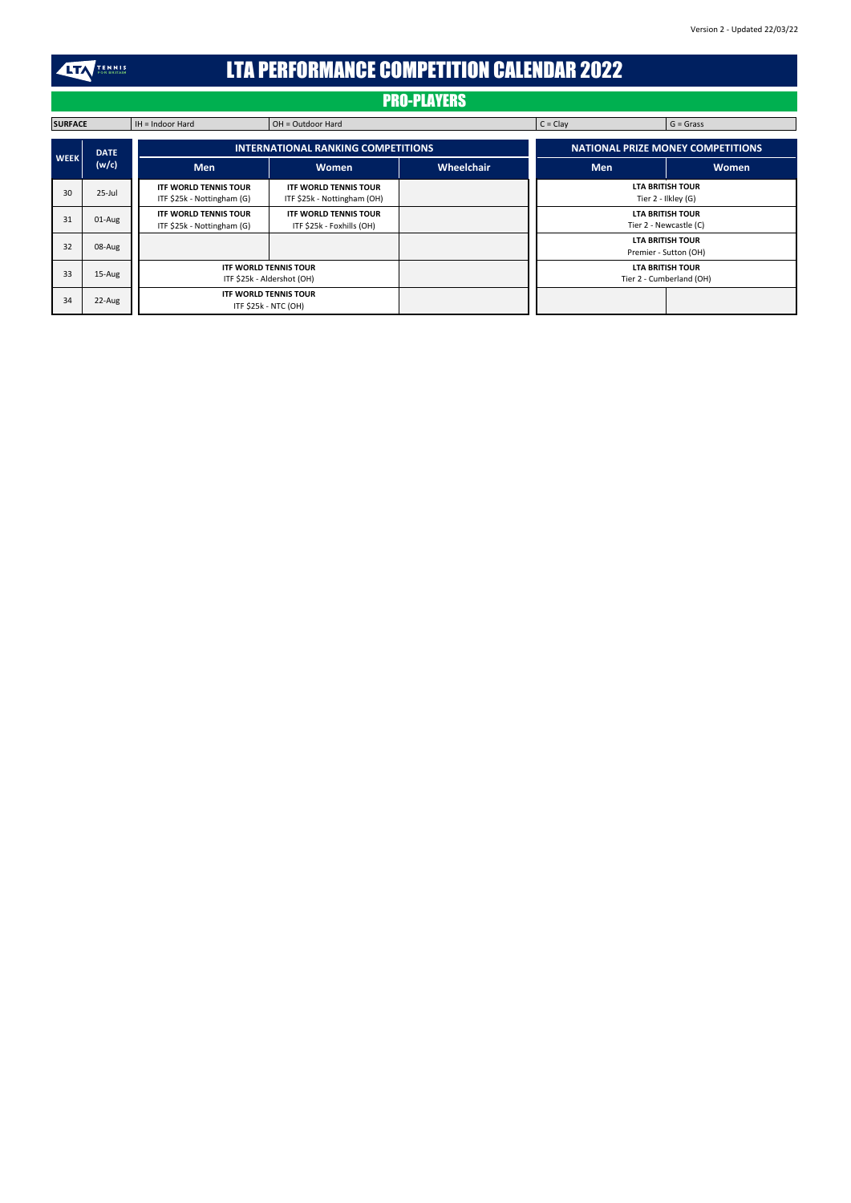Version 2 - Updated 22/03/22

# LTA PERFORMANCE COMPETITION CALENDAR 2022

## PRO-PLAYERS

| SURFACE | IH = Indoor Hard | OH = Outdoor Hard | C = Clay | G = Grass |
|---|---|---|---|---|

| WEEK | DATE (w/c) | INTERNATIONAL RANKING COMPETITIONS | | | NATIONAL PRIZE MONEY COMPETITIONS | |
|---|---|---|---|---|---|---|
| | | Men | Women | Wheelchair | Men | Women |
| 30 | 25-Jul | **ITF WORLD TENNIS TOUR** ITF $25k - Nottingham (G) | **ITF WORLD TENNIS TOUR** ITF $25k - Nottingham (OH) | | **LTA BRITISH TOUR** Tier 2 - Ilkley (G) | |
| 31 | 01-Aug | **ITF WORLD TENNIS TOUR** ITF $25k - Nottingham (G) | **ITF WORLD TENNIS TOUR** ITF $25k - Foxhills (OH) | | **LTA BRITISH TOUR** Tier 2 - Newcastle (C) | |
| 32 | 08-Aug | | | | **LTA BRITISH TOUR** Premier - Sutton (OH) | |
| 33 | 15-Aug | **ITF WORLD TENNIS TOUR** ITF $25k - Aldershot (OH) | | | **LTA BRITISH TOUR** Tier 2 - Cumberland (OH) | |
| 34 | 22-Aug | **ITF WORLD TENNIS TOUR** ITF $25k - NTC (OH) | | | | |